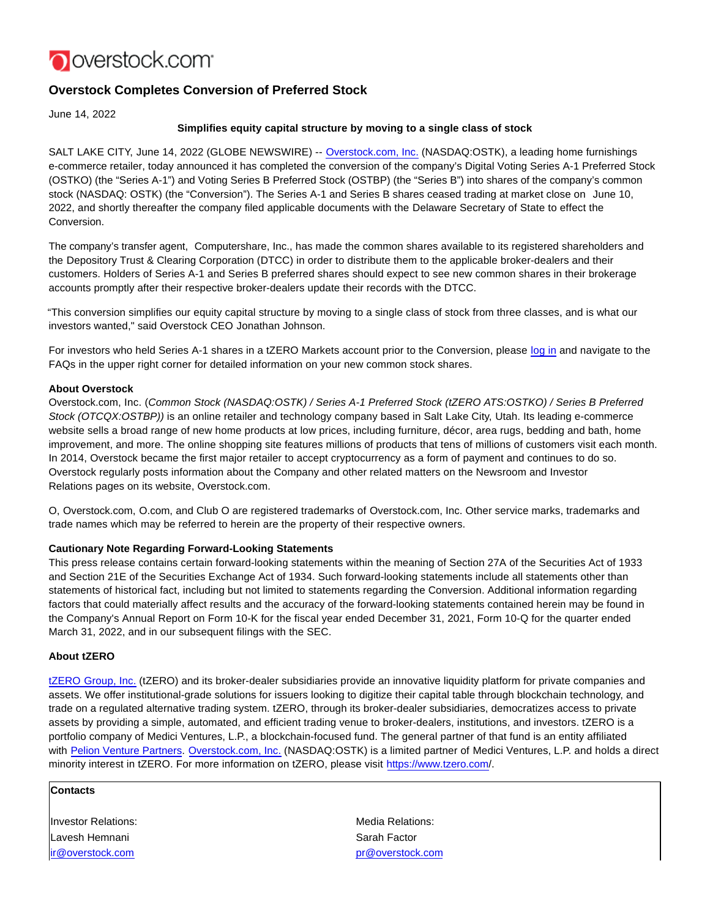# Overstock Completes Conversion of Preferred Stock

June 14, 2022

**Simplifies equity capital structure by moving to a single class of stock**

SALT LAKE CITY, June 14, 2022 (GLOBE NEWSWIRE) -- Overstock.com, Inc. (NASDAQ:OSTK), a leading home furnishings e-commerce retailer, today announced it has completed the conversion of the company's Digital Voting Series A-1 Preferred Stock (OSTKO) (the "Series A-1") and Voting Series B Preferred Stock (OSTBP) (the "Series B") into shares of the company's common stock (NASDAQ: OSTK) (the "Conversion"). The Series A-1 and Series B shares ceased trading at market close on June 10, 2022, and shortly thereafter the company filed applicable documents with the Delaware Secretary of State to effect the Conversion.

The company's transfer agent, Computershare, Inc., has made the common shares available to its registered shareholders and the Depository Trust & Clearing Corporation (DTCC) in order to distribute them to the applicable broker-dealers and their customers. Holders of Series A-1 and Series B preferred shares should expect to see new common shares in their brokerage accounts promptly after their respective broker-dealers update their records with the DTCC.

"This conversion simplifies our equity capital structure by moving to a single class of stock from three classes, and is what our investors wanted," said Overstock CEO Jonathan Johnson.

For investors who held Series A-1 shares in a tZERO Markets account prior to the Conversion, please log in and navigate to the FAQs in the upper right corner for detailed information on your new common stock shares.

**About Overstock**
Overstock.com, Inc. (*Common Stock (NASDAQ:OSTK) / Series A-1 Preferred Stock (tZERO ATS:OSTKO) / Series B Preferred Stock (OTCQX:OSTBP)*) is an online retailer and technology company based in Salt Lake City, Utah. Its leading e-commerce website sells a broad range of new home products at low prices, including furniture, décor, area rugs, bedding and bath, home improvement, and more. The online shopping site features millions of products that tens of millions of customers visit each month. In 2014, Overstock became the first major retailer to accept cryptocurrency as a form of payment and continues to do so. Overstock regularly posts information about the Company and other related matters on the Newsroom and Investor Relations pages on its website, Overstock.com.

O, Overstock.com, O.com, and Club O are registered trademarks of Overstock.com, Inc. Other service marks, trademarks and trade names which may be referred to herein are the property of their respective owners.

**Cautionary Note Regarding Forward-Looking Statements**
This press release contains certain forward-looking statements within the meaning of Section 27A of the Securities Act of 1933 and Section 21E of the Securities Exchange Act of 1934. Such forward-looking statements include all statements other than statements of historical fact, including but not limited to statements regarding the Conversion. Additional information regarding factors that could materially affect results and the accuracy of the forward-looking statements contained herein may be found in the Company's Annual Report on Form 10-K for the fiscal year ended December 31, 2021, Form 10-Q for the quarter ended March 31, 2022, and in our subsequent filings with the SEC.

**About tZERO**

tZERO Group, Inc. (tZERO) and its broker-dealer subsidiaries provide an innovative liquidity platform for private companies and assets. We offer institutional-grade solutions for issuers looking to digitize their capital table through blockchain technology, and trade on a regulated alternative trading system. tZERO, through its broker-dealer subsidiaries, democratizes access to private assets by providing a simple, automated, and efficient trading venue to broker-dealers, institutions, and investors. tZERO is a portfolio company of Medici Ventures, L.P., a blockchain-focused fund. The general partner of that fund is an entity affiliated with Pelion Venture Partners. Overstock.com, Inc. (NASDAQ:OSTK) is a limited partner of Medici Ventures, L.P. and holds a direct minority interest in tZERO. For more information on tZERO, please visit https://www.tzero.com/.

**Contacts**

| Investor Relations: | Media Relations: |
|---|---|
| Lavesh Hemnani | Sarah Factor |
| ir@overstock.com | pr@overstock.com |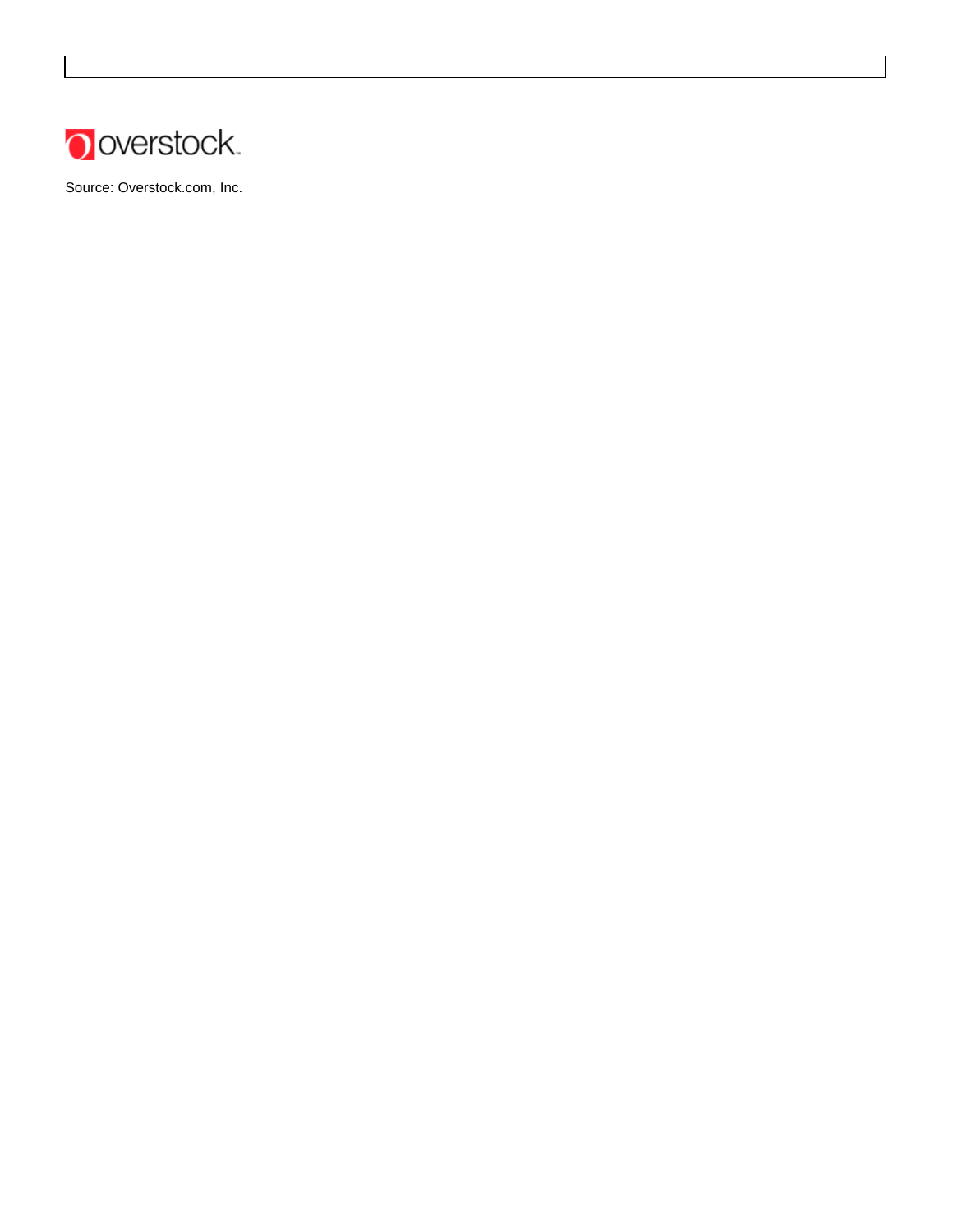Source: Overstock.com, Inc.